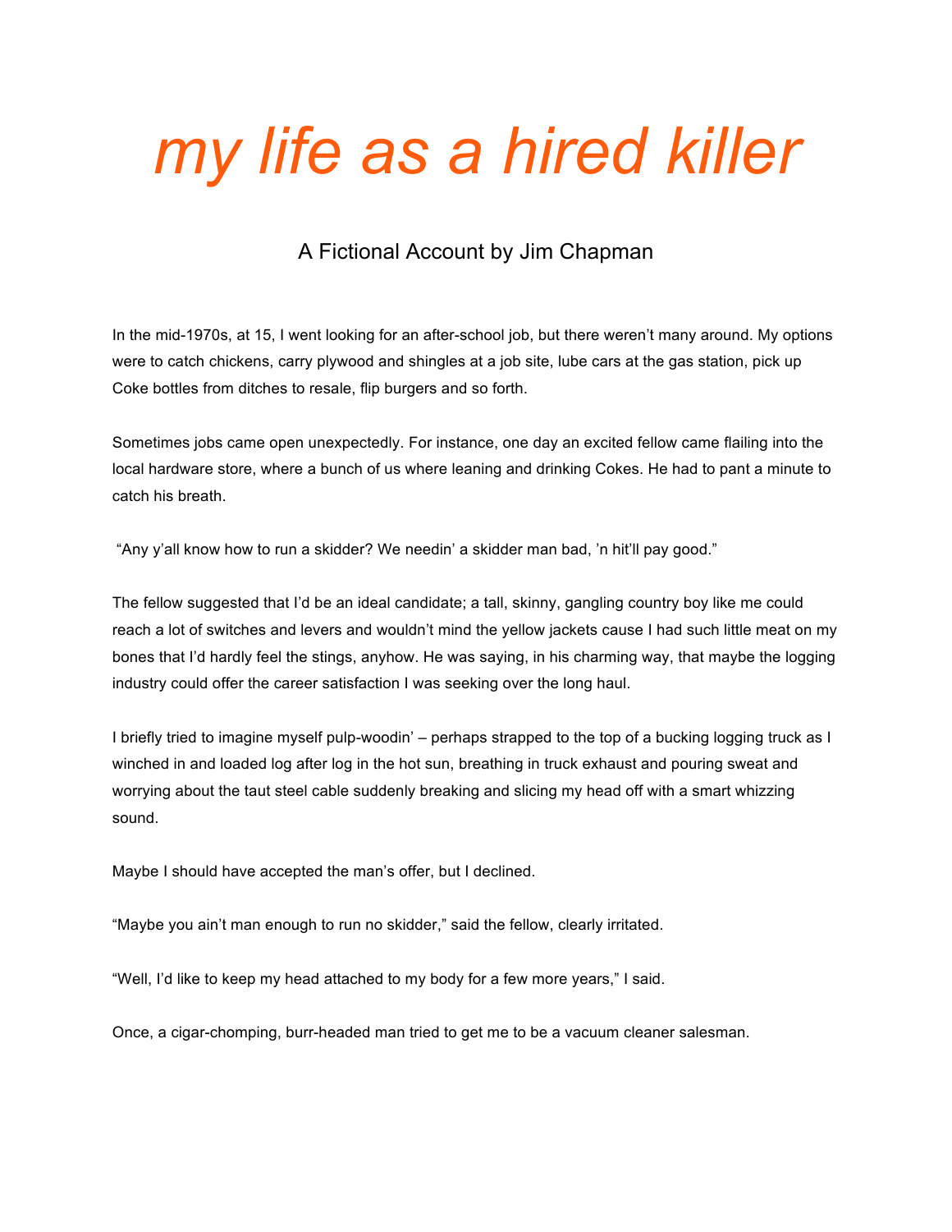# *my life as a hired killer*

A Fictional Account by Jim Chapman

In the mid-1970s, at 15, I went looking for an after-school job, but there weren't many around. My options were to catch chickens, carry plywood and shingles at a job site, lube cars at the gas station, pick up Coke bottles from ditches to resale, flip burgers and so forth.

Sometimes jobs came open unexpectedly. For instance, one day an excited fellow came flailing into the local hardware store, where a bunch of us where leaning and drinking Cokes. He had to pant a minute to catch his breath.

"Any y'all know how to run a skidder? We needin' a skidder man bad, 'n hit'll pay good."

The fellow suggested that I'd be an ideal candidate; a tall, skinny, gangling country boy like me could reach a lot of switches and levers and wouldn't mind the yellow jackets cause I had such little meat on my bones that I'd hardly feel the stings, anyhow. He was saying, in his charming way, that maybe the logging industry could offer the career satisfaction I was seeking over the long haul.

I briefly tried to imagine myself pulp-woodin' – perhaps strapped to the top of a bucking logging truck as I winched in and loaded log after log in the hot sun, breathing in truck exhaust and pouring sweat and worrying about the taut steel cable suddenly breaking and slicing my head off with a smart whizzing sound.

Maybe I should have accepted the man's offer, but I declined.

"Maybe you ain't man enough to run no skidder," said the fellow, clearly irritated.

"Well, I'd like to keep my head attached to my body for a few more years," I said.

Once, a cigar-chomping, burr-headed man tried to get me to be a vacuum cleaner salesman.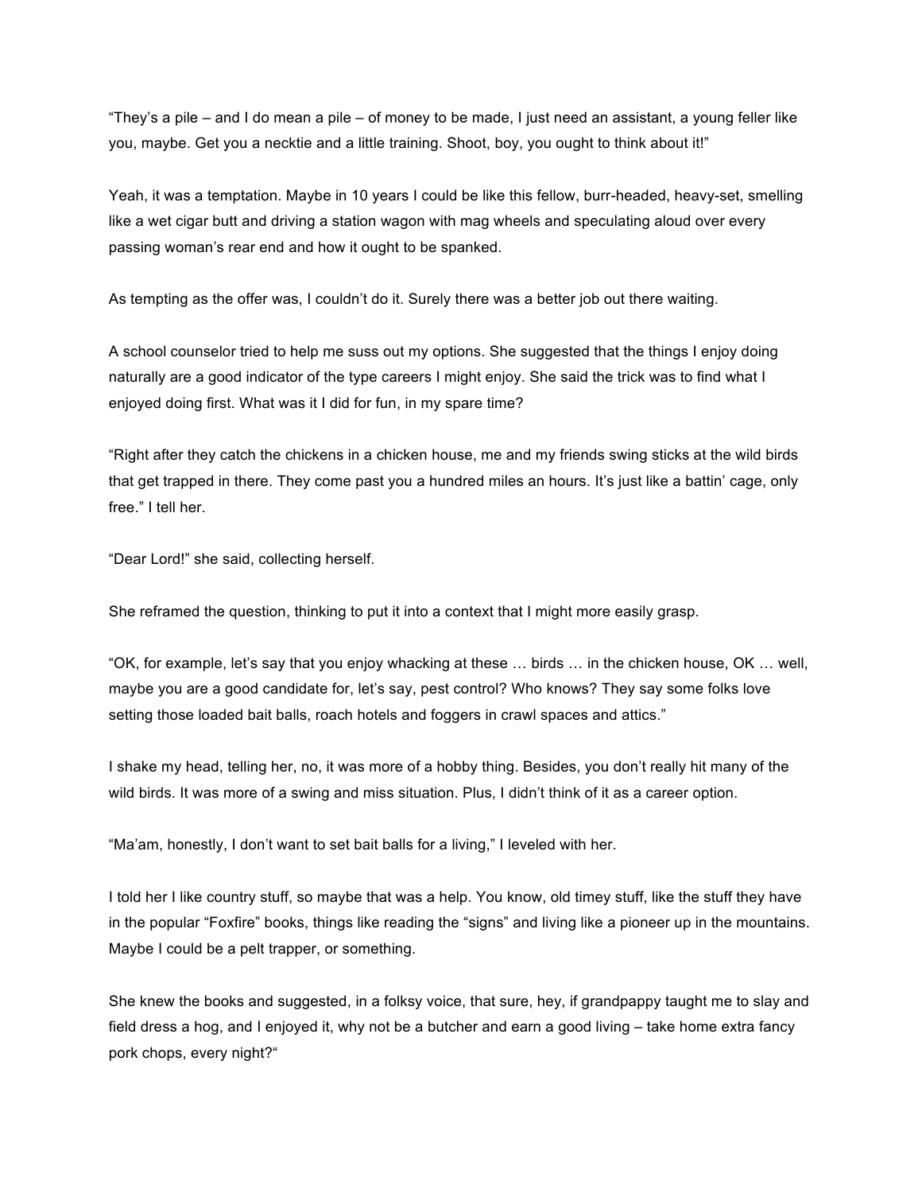“They’s a pile – and I do mean a pile – of money to be made, I just need an assistant, a young feller like you, maybe. Get you a necktie and a little training. Shoot, boy, you ought to think about it!”

Yeah, it was a temptation. Maybe in 10 years I could be like this fellow, burr-headed, heavy-set, smelling like a wet cigar butt and driving a station wagon with mag wheels and speculating aloud over every passing woman’s rear end and how it ought to be spanked.

As tempting as the offer was, I couldn’t do it. Surely there was a better job out there waiting.

A school counselor tried to help me suss out my options. She suggested that the things I enjoy doing naturally are a good indicator of the type careers I might enjoy. She said the trick was to find what I enjoyed doing first. What was it I did for fun, in my spare time?

“Right after they catch the chickens in a chicken house, me and my friends swing sticks at the wild birds that get trapped in there. They come past you a hundred miles an hours. It’s just like a battin’ cage, only free.” I tell her.

“Dear Lord!” she said, collecting herself.

She reframed the question, thinking to put it into a context that I might more easily grasp.

“OK, for example, let’s say that you enjoy whacking at these … birds … in the chicken house, OK … well, maybe you are a good candidate for, let’s say, pest control? Who knows? They say some folks love setting those loaded bait balls, roach hotels and foggers in crawl spaces and attics.”

I shake my head, telling her, no, it was more of a hobby thing. Besides, you don’t really hit many of the wild birds. It was more of a swing and miss situation. Plus, I didn’t think of it as a career option.

“Ma’am, honestly, I don’t want to set bait balls for a living,” I leveled with her.

I told her I like country stuff, so maybe that was a help. You know, old timey stuff, like the stuff they have in the popular “Foxfire” books, things like reading the “signs” and living like a pioneer up in the mountains. Maybe I could be a pelt trapper, or something.

She knew the books and suggested, in a folksy voice, that sure, hey, if grandpappy taught me to slay and field dress a hog, and I enjoyed it, why not be a butcher and earn a good living – take home extra fancy pork chops, every night?“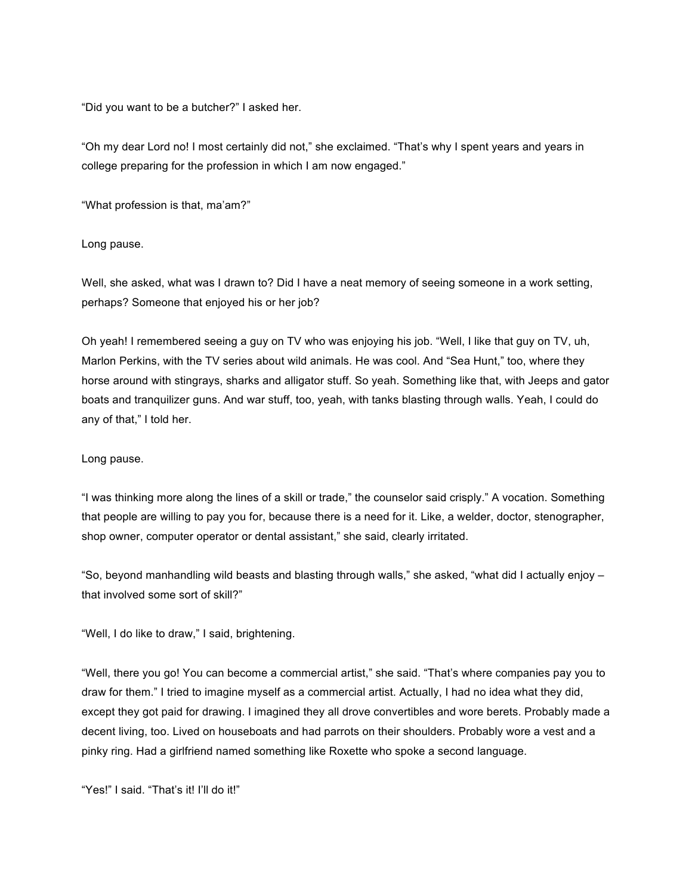“Did you want to be a butcher?” I asked her.

“Oh my dear Lord no! I most certainly did not,” she exclaimed. “That’s why I spent years and years in college preparing for the profession in which I am now engaged.”

“What profession is that, ma’am?”

Long pause.

Well, she asked, what was I drawn to? Did I have a neat memory of seeing someone in a work setting, perhaps? Someone that enjoyed his or her job?

Oh yeah! I remembered seeing a guy on TV who was enjoying his job. “Well, I like that guy on TV, uh, Marlon Perkins, with the TV series about wild animals. He was cool. And “Sea Hunt,” too, where they horse around with stingrays, sharks and alligator stuff. So yeah. Something like that, with Jeeps and gator boats and tranquilizer guns. And war stuff, too, yeah, with tanks blasting through walls. Yeah, I could do any of that,” I told her.

Long pause.

“I was thinking more along the lines of a skill or trade,” the counselor said crisply.” A vocation. Something that people are willing to pay you for, because there is a need for it. Like, a welder, doctor, stenographer, shop owner, computer operator or dental assistant,” she said, clearly irritated.

“So, beyond manhandling wild beasts and blasting through walls,” she asked, “what did I actually enjoy – that involved some sort of skill?”

“Well, I do like to draw,” I said, brightening.

“Well, there you go! You can become a commercial artist,” she said. “That’s where companies pay you to draw for them.” I tried to imagine myself as a commercial artist. Actually, I had no idea what they did, except they got paid for drawing. I imagined they all drove convertibles and wore berets. Probably made a decent living, too. Lived on houseboats and had parrots on their shoulders. Probably wore a vest and a pinky ring. Had a girlfriend named something like Roxette who spoke a second language.

“Yes!” I said. “That’s it! I’ll do it!”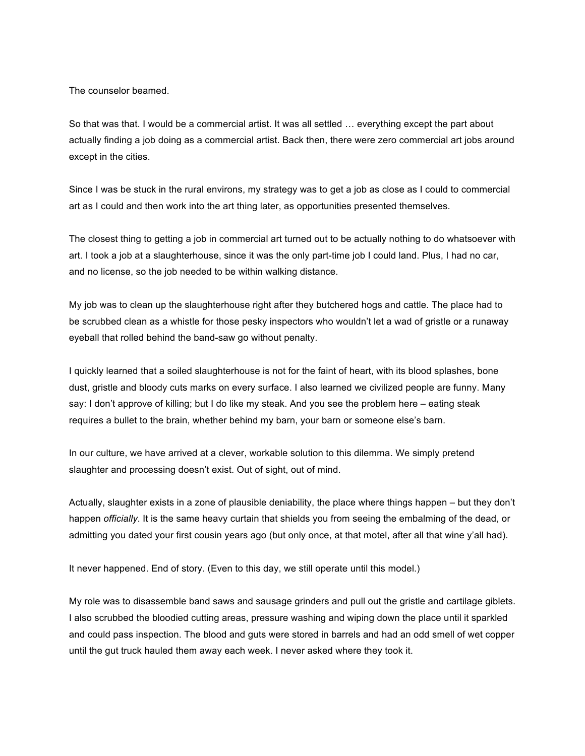The counselor beamed.

So that was that. I would be a commercial artist. It was all settled … everything except the part about actually finding a job doing as a commercial artist. Back then, there were zero commercial art jobs around except in the cities.

Since I was be stuck in the rural environs, my strategy was to get a job as close as I could to commercial art as I could and then work into the art thing later, as opportunities presented themselves.

The closest thing to getting a job in commercial art turned out to be actually nothing to do whatsoever with art. I took a job at a slaughterhouse, since it was the only part-time job I could land. Plus, I had no car, and no license, so the job needed to be within walking distance.

My job was to clean up the slaughterhouse right after they butchered hogs and cattle. The place had to be scrubbed clean as a whistle for those pesky inspectors who wouldn't let a wad of gristle or a runaway eyeball that rolled behind the band-saw go without penalty.

I quickly learned that a soiled slaughterhouse is not for the faint of heart, with its blood splashes, bone dust, gristle and bloody cuts marks on every surface. I also learned we civilized people are funny. Many say: I don't approve of killing; but I do like my steak. And you see the problem here – eating steak requires a bullet to the brain, whether behind my barn, your barn or someone else's barn.

In our culture, we have arrived at a clever, workable solution to this dilemma. We simply pretend slaughter and processing doesn't exist. Out of sight, out of mind.

Actually, slaughter exists in a zone of plausible deniability, the place where things happen – but they don't happen *officially*. It is the same heavy curtain that shields you from seeing the embalming of the dead, or admitting you dated your first cousin years ago (but only once, at that motel, after all that wine y'all had).

It never happened. End of story. (Even to this day, we still operate until this model.)

My role was to disassemble band saws and sausage grinders and pull out the gristle and cartilage giblets. I also scrubbed the bloodied cutting areas, pressure washing and wiping down the place until it sparkled and could pass inspection. The blood and guts were stored in barrels and had an odd smell of wet copper until the gut truck hauled them away each week. I never asked where they took it.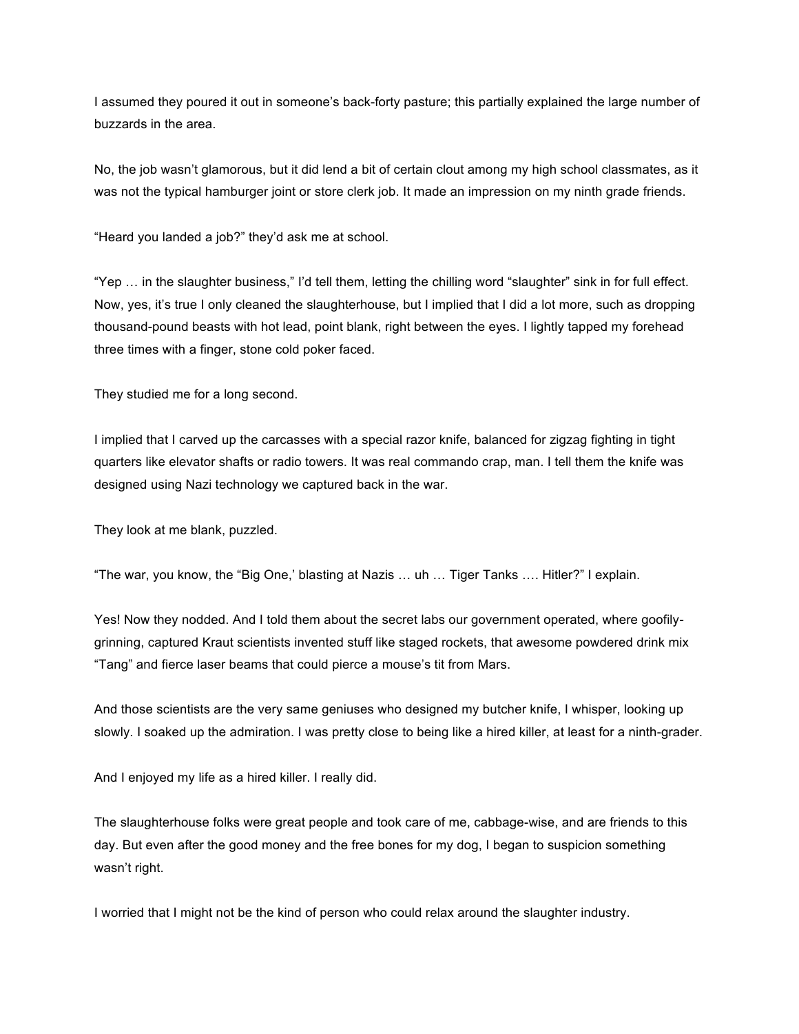I assumed they poured it out in someone's back-forty pasture; this partially explained the large number of buzzards in the area.

No, the job wasn't glamorous, but it did lend a bit of certain clout among my high school classmates, as it was not the typical hamburger joint or store clerk job. It made an impression on my ninth grade friends.

"Heard you landed a job?" they'd ask me at school.

"Yep … in the slaughter business," I'd tell them, letting the chilling word "slaughter" sink in for full effect. Now, yes, it's true I only cleaned the slaughterhouse, but I implied that I did a lot more, such as dropping thousand-pound beasts with hot lead, point blank, right between the eyes. I lightly tapped my forehead three times with a finger, stone cold poker faced.

They studied me for a long second.

I implied that I carved up the carcasses with a special razor knife, balanced for zigzag fighting in tight quarters like elevator shafts or radio towers. It was real commando crap, man. I tell them the knife was designed using Nazi technology we captured back in the war.

They look at me blank, puzzled.

"The war, you know, the "Big One,' blasting at Nazis … uh … Tiger Tanks …. Hitler?" I explain.

Yes! Now they nodded. And I told them about the secret labs our government operated, where goofily-grinning, captured Kraut scientists invented stuff like staged rockets, that awesome powdered drink mix "Tang" and fierce laser beams that could pierce a mouse's tit from Mars.

And those scientists are the very same geniuses who designed my butcher knife, I whisper, looking up slowly. I soaked up the admiration. I was pretty close to being like a hired killer, at least for a ninth-grader.

And I enjoyed my life as a hired killer. I really did.

The slaughterhouse folks were great people and took care of me, cabbage-wise, and are friends to this day. But even after the good money and the free bones for my dog, I began to suspicion something wasn't right.

I worried that I might not be the kind of person who could relax around the slaughter industry.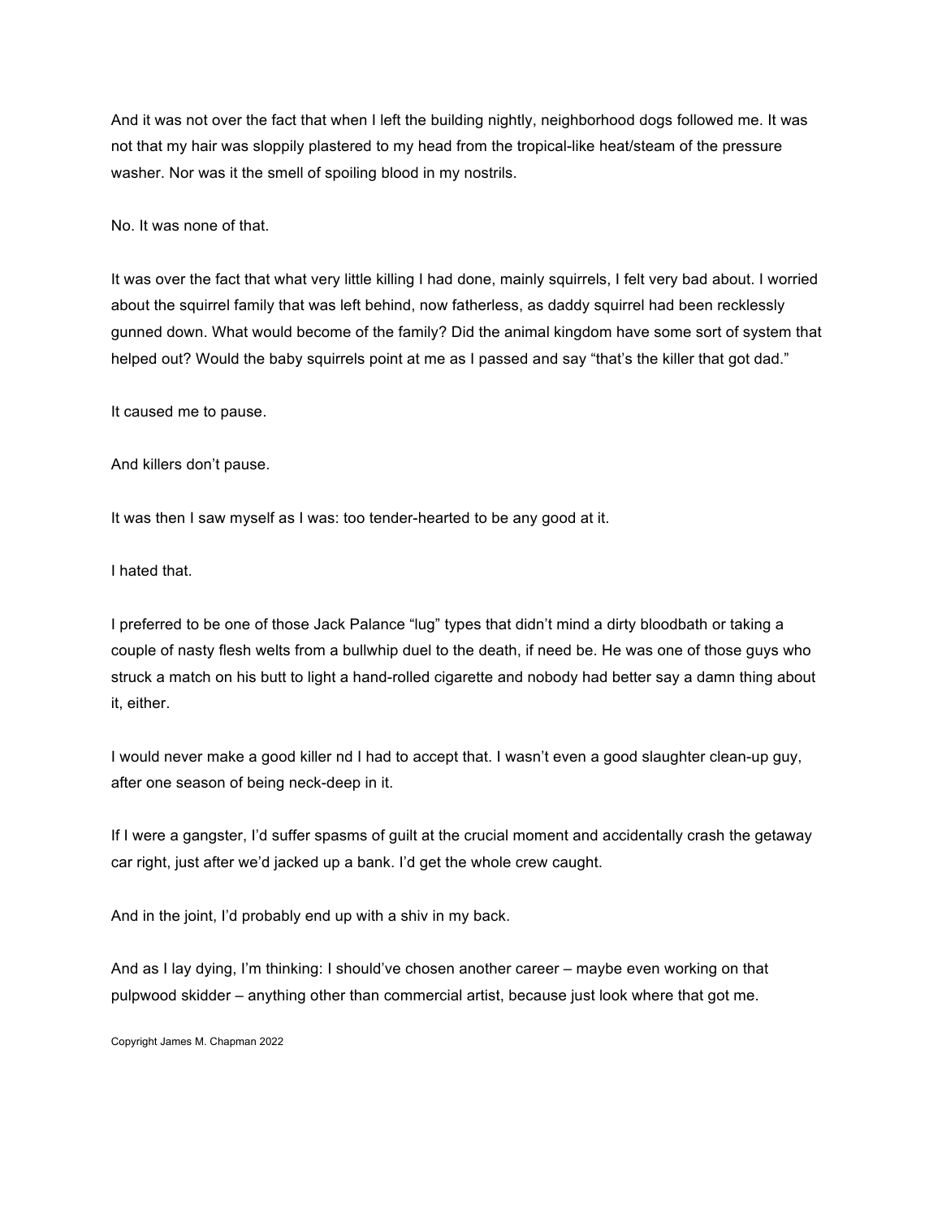And it was not over the fact that when I left the building nightly, neighborhood dogs followed me. It was not that my hair was sloppily plastered to my head from the tropical-like heat/steam of the pressure washer. Nor was it the smell of spoiling blood in my nostrils.

No. It was none of that.

It was over the fact that what very little killing I had done, mainly squirrels, I felt very bad about. I worried about the squirrel family that was left behind, now fatherless, as daddy squirrel had been recklessly gunned down. What would become of the family? Did the animal kingdom have some sort of system that helped out? Would the baby squirrels point at me as I passed and say "that's the killer that got dad."

It caused me to pause.

And killers don't pause.

It was then I saw myself as I was: too tender-hearted to be any good at it.

I hated that.

I preferred to be one of those Jack Palance "lug" types that didn't mind a dirty bloodbath or taking a couple of nasty flesh welts from a bullwhip duel to the death, if need be. He was one of those guys who struck a match on his butt to light a hand-rolled cigarette and nobody had better say a damn thing about it, either.

I would never make a good killer nd I had to accept that. I wasn't even a good slaughter clean-up guy, after one season of being neck-deep in it.

If I were a gangster, I'd suffer spasms of guilt at the crucial moment and accidentally crash the getaway car right, just after we'd jacked up a bank. I'd get the whole crew caught.

And in the joint, I'd probably end up with a shiv in my back.

And as I lay dying, I'm thinking: I should've chosen another career – maybe even working on that pulpwood skidder – anything other than commercial artist, because just look where that got me.

Copyright James M. Chapman 2022